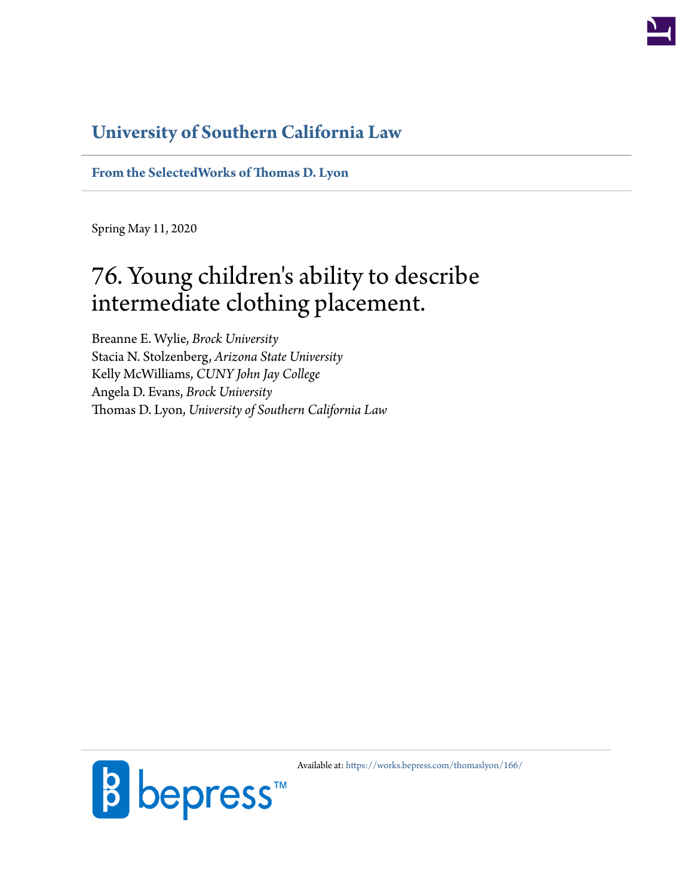## University of Southern California Law

**From the SelectedWorks of Thomas D. Lyon**

Spring May 11, 2020

# 76. Young children's ability to describe intermediate clothing placement.

Breanne E. Wylie, *Brock University*
Stacia N. Stolzenberg, *Arizona State University*
Kelly McWilliams, *CUNY John Jay College*
Angela D. Evans, *Brock University*
Thomas D. Lyon, *University of Southern California Law*

Available at: https://works.bepress.com/thomaslyon/166/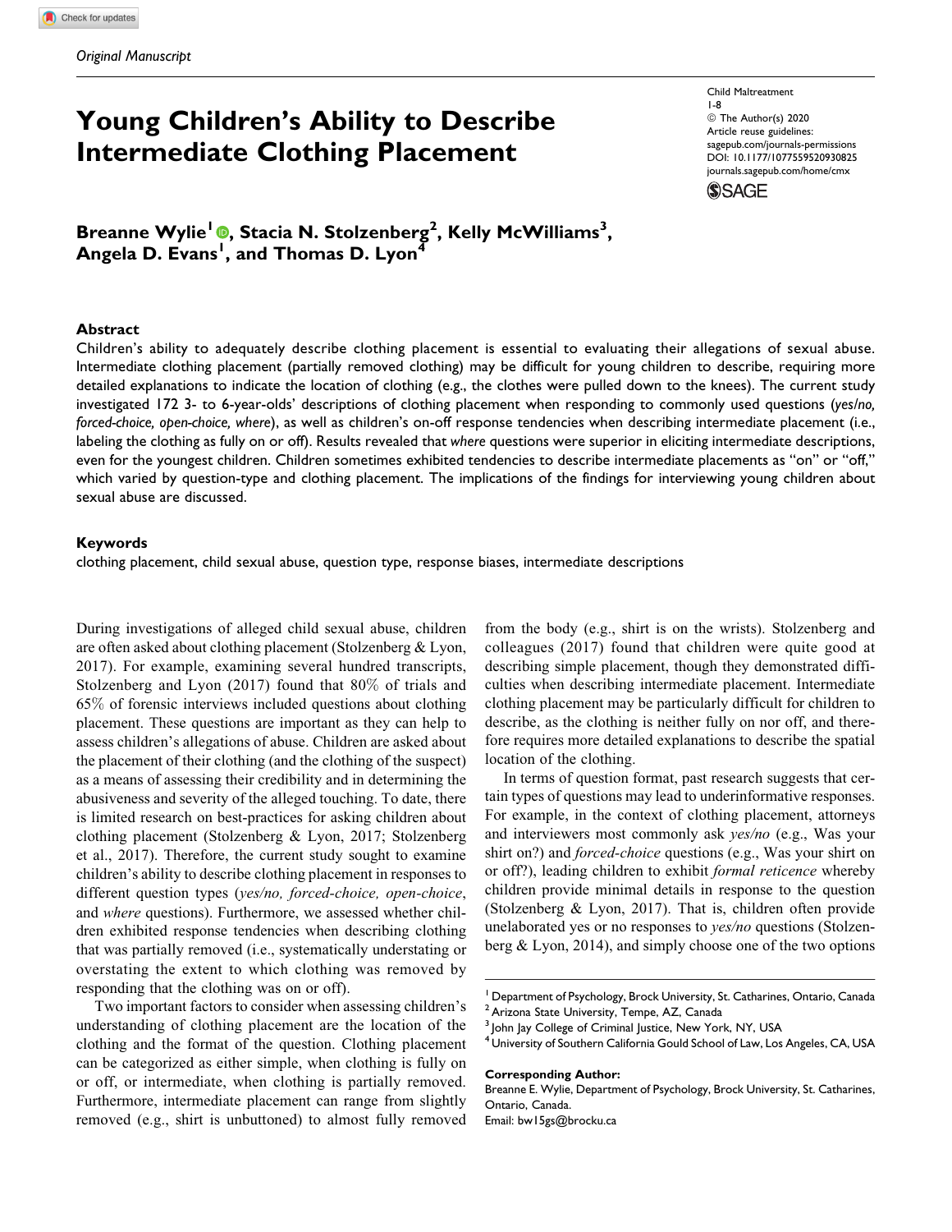Original Manuscript

# Young Children's Ability to Describe Intermediate Clothing Placement

Child Maltreatment
1-8
© The Author(s) 2020
Article reuse guidelines:
sagepub.com/journals-permissions
DOI: 10.1177/1077559520930825
journals.sagepub.com/home/cmx

**Breanne Wylie[1], Stacia N. Stolzenberg[2], Kelly McWilliams[3], Angela D. Evans[1], and Thomas D. Lyon[4]**

### Abstract

Children's ability to adequately describe clothing placement is essential to evaluating their allegations of sexual abuse. Intermediate clothing placement (partially removed clothing) may be difficult for young children to describe, requiring more detailed explanations to indicate the location of clothing (e.g., the clothes were pulled down to the knees). The current study investigated 172 3- to 6-year-olds' descriptions of clothing placement when responding to commonly used questions (*yes/no, forced-choice, open-choice, where*), as well as children's on-off response tendencies when describing intermediate placement (i.e., labeling the clothing as fully on or off). Results revealed that *where* questions were superior in eliciting intermediate descriptions, even for the youngest children. Children sometimes exhibited tendencies to describe intermediate placements as "on" or "off," which varied by question-type and clothing placement. The implications of the findings for interviewing young children about sexual abuse are discussed.

### Keywords

clothing placement, child sexual abuse, question type, response biases, intermediate descriptions

During investigations of alleged child sexual abuse, children are often asked about clothing placement (Stolzenberg & Lyon, 2017). For example, examining several hundred transcripts, Stolzenberg and Lyon (2017) found that 80% of trials and 65% of forensic interviews included questions about clothing placement. These questions are important as they can help to assess children's allegations of abuse. Children are asked about the placement of their clothing (and the clothing of the suspect) as a means of assessing their credibility and in determining the abusiveness and severity of the alleged touching. To date, there is limited research on best-practices for asking children about clothing placement (Stolzenberg & Lyon, 2017; Stolzenberg et al., 2017). Therefore, the current study sought to examine children's ability to describe clothing placement in responses to different question types (*yes/no, forced-choice, open-choice*, and *where* questions). Furthermore, we assessed whether children exhibited response tendencies when describing clothing that was partially removed (i.e., systematically understating or overstating the extent to which clothing was removed by responding that the clothing was on or off).

Two important factors to consider when assessing children's understanding of clothing placement are the location of the clothing and the format of the question. Clothing placement can be categorized as either simple, when clothing is fully on or off, or intermediate, when clothing is partially removed. Furthermore, intermediate placement can range from slightly removed (e.g., shirt is unbuttoned) to almost fully removed from the body (e.g., shirt is on the wrists). Stolzenberg and colleagues (2017) found that children were quite good at describing simple placement, though they demonstrated difficulties when describing intermediate placement. Intermediate clothing placement may be particularly difficult for children to describe, as the clothing is neither fully on nor off, and therefore requires more detailed explanations to describe the spatial location of the clothing.

In terms of question format, past research suggests that certain types of questions may lead to underinformative responses. For example, in the context of clothing placement, attorneys and interviewers most commonly ask *yes/no* (e.g., Was your shirt on?) and *forced-choice* questions (e.g., Was your shirt on or off?), leading children to exhibit *formal reticence* whereby children provide minimal details in response to the question (Stolzenberg & Lyon, 2017). That is, children often provide unelaborated yes or no responses to *yes/no* questions (Stolzenberg & Lyon, 2014), and simply choose one of the two options

[1] Department of Psychology, Brock University, St. Catharines, Ontario, Canada
[2] Arizona State University, Tempe, AZ, Canada
[3] John Jay College of Criminal Justice, New York, NY, USA
[4] University of Southern California Gould School of Law, Los Angeles, CA, USA

**Corresponding Author:**
Breanne E. Wylie, Department of Psychology, Brock University, St. Catharines, Ontario, Canada.
Email: bw15gs@brocku.ca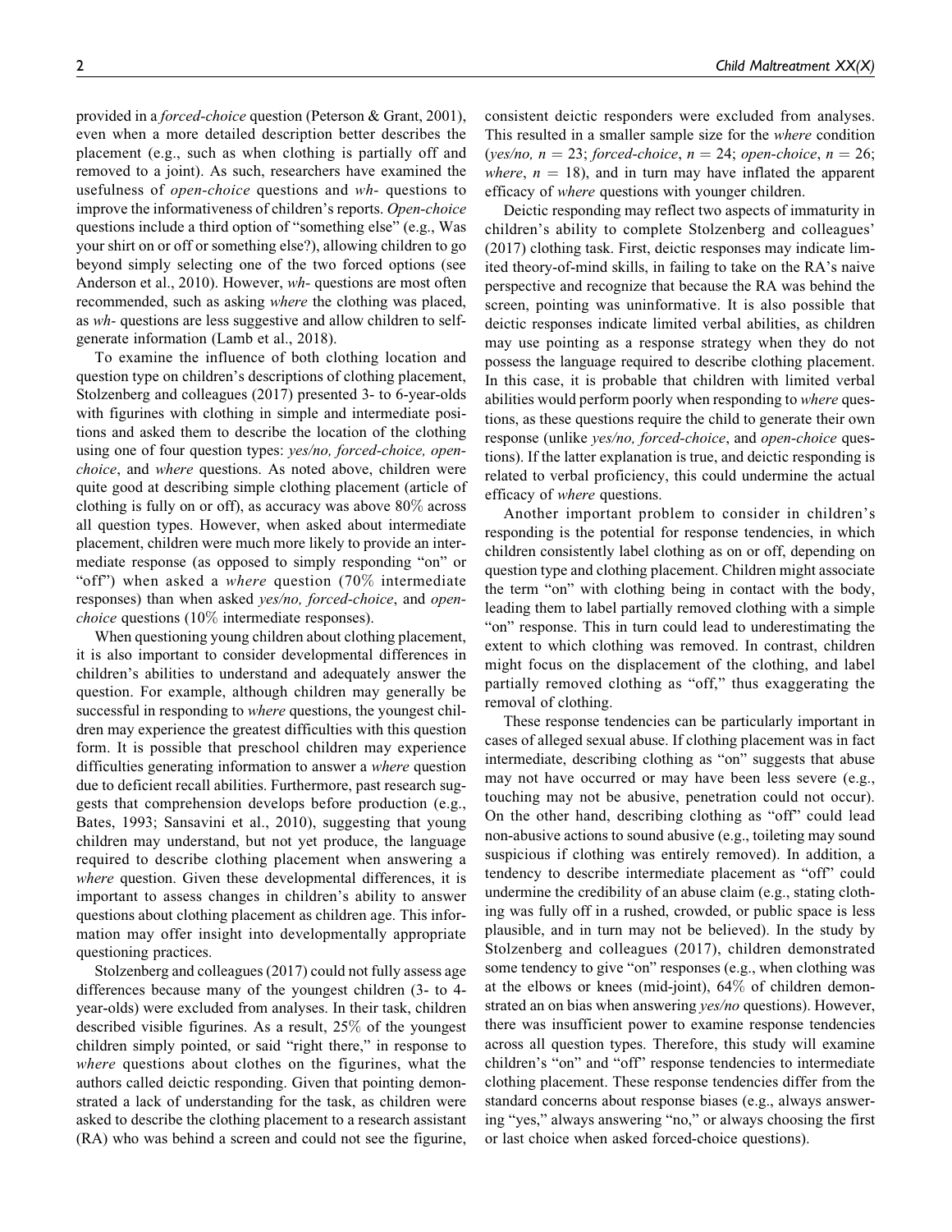provided in a *forced-choice* question (Peterson & Grant, 2001), even when a more detailed description better describes the placement (e.g., such as when clothing is partially off and removed to a joint). As such, researchers have examined the usefulness of *open-choice* questions and *wh-* questions to improve the informativeness of children's reports. *Open-choice* questions include a third option of "something else" (e.g., Was your shirt on or off or something else?), allowing children to go beyond simply selecting one of the two forced options (see Anderson et al., 2010). However, *wh-* questions are most often recommended, such as asking *where* the clothing was placed, as *wh-* questions are less suggestive and allow children to self-generate information (Lamb et al., 2018).

To examine the influence of both clothing location and question type on children's descriptions of clothing placement, Stolzenberg and colleagues (2017) presented 3- to 6-year-olds with figurines with clothing in simple and intermediate positions and asked them to describe the location of the clothing using one of four question types: *yes/no, forced-choice, open-choice*, and *where* questions. As noted above, children were quite good at describing simple clothing placement (article of clothing is fully on or off), as accuracy was above 80% across all question types. However, when asked about intermediate placement, children were much more likely to provide an intermediate response (as opposed to simply responding "on" or "off") when asked a *where* question (70% intermediate responses) than when asked *yes/no, forced-choice*, and *open-choice* questions (10% intermediate responses).

When questioning young children about clothing placement, it is also important to consider developmental differences in children's abilities to understand and adequately answer the question. For example, although children may generally be successful in responding to *where* questions, the youngest children may experience the greatest difficulties with this question form. It is possible that preschool children may experience difficulties generating information to answer a *where* question due to deficient recall abilities. Furthermore, past research suggests that comprehension develops before production (e.g., Bates, 1993; Sansavini et al., 2010), suggesting that young children may understand, but not yet produce, the language required to describe clothing placement when answering a *where* question. Given these developmental differences, it is important to assess changes in children's ability to answer questions about clothing placement as children age. This information may offer insight into developmentally appropriate questioning practices.

Stolzenberg and colleagues (2017) could not fully assess age differences because many of the youngest children (3- to 4-year-olds) were excluded from analyses. In their task, children described visible figurines. As a result, 25% of the youngest children simply pointed, or said "right there," in response to *where* questions about clothes on the figurines, what the authors called deictic responding. Given that pointing demonstrated a lack of understanding for the task, as children were asked to describe the clothing placement to a research assistant (RA) who was behind a screen and could not see the figurine, consistent deictic responders were excluded from analyses. This resulted in a smaller sample size for the *where* condition (*yes/no*, $n = 23$; *forced-choice*, $n = 24$; *open-choice*, $n = 26$; *where*, $n = 18$), and in turn may have inflated the apparent efficacy of *where* questions with younger children.

Deictic responding may reflect two aspects of immaturity in children's ability to complete Stolzenberg and colleagues' (2017) clothing task. First, deictic responses may indicate limited theory-of-mind skills, in failing to take on the RA's naive perspective and recognize that because the RA was behind the screen, pointing was uninformative. It is also possible that deictic responses indicate limited verbal abilities, as children may use pointing as a response strategy when they do not possess the language required to describe clothing placement. In this case, it is probable that children with limited verbal abilities would perform poorly when responding to *where* questions, as these questions require the child to generate their own response (unlike *yes/no, forced-choice*, and *open-choice* questions). If the latter explanation is true, and deictic responding is related to verbal proficiency, this could undermine the actual efficacy of *where* questions.

Another important problem to consider in children's responding is the potential for response tendencies, in which children consistently label clothing as on or off, depending on question type and clothing placement. Children might associate the term "on" with clothing being in contact with the body, leading them to label partially removed clothing with a simple "on" response. This in turn could lead to underestimating the extent to which clothing was removed. In contrast, children might focus on the displacement of the clothing, and label partially removed clothing as "off," thus exaggerating the removal of clothing.

These response tendencies can be particularly important in cases of alleged sexual abuse. If clothing placement was in fact intermediate, describing clothing as "on" suggests that abuse may not have occurred or may have been less severe (e.g., touching may not be abusive, penetration could not occur). On the other hand, describing clothing as "off" could lead non-abusive actions to sound abusive (e.g., toileting may sound suspicious if clothing was entirely removed). In addition, a tendency to describe intermediate placement as "off" could undermine the credibility of an abuse claim (e.g., stating clothing was fully off in a rushed, crowded, or public space is less plausible, and in turn may not be believed). In the study by Stolzenberg and colleagues (2017), children demonstrated some tendency to give "on" responses (e.g., when clothing was at the elbows or knees (mid-joint), 64% of children demonstrated an on bias when answering *yes/no* questions). However, there was insufficient power to examine response tendencies across all question types. Therefore, this study will examine children's "on" and "off" response tendencies to intermediate clothing placement. These response tendencies differ from the standard concerns about response biases (e.g., always answering "yes," always answering "no," or always choosing the first or last choice when asked forced-choice questions).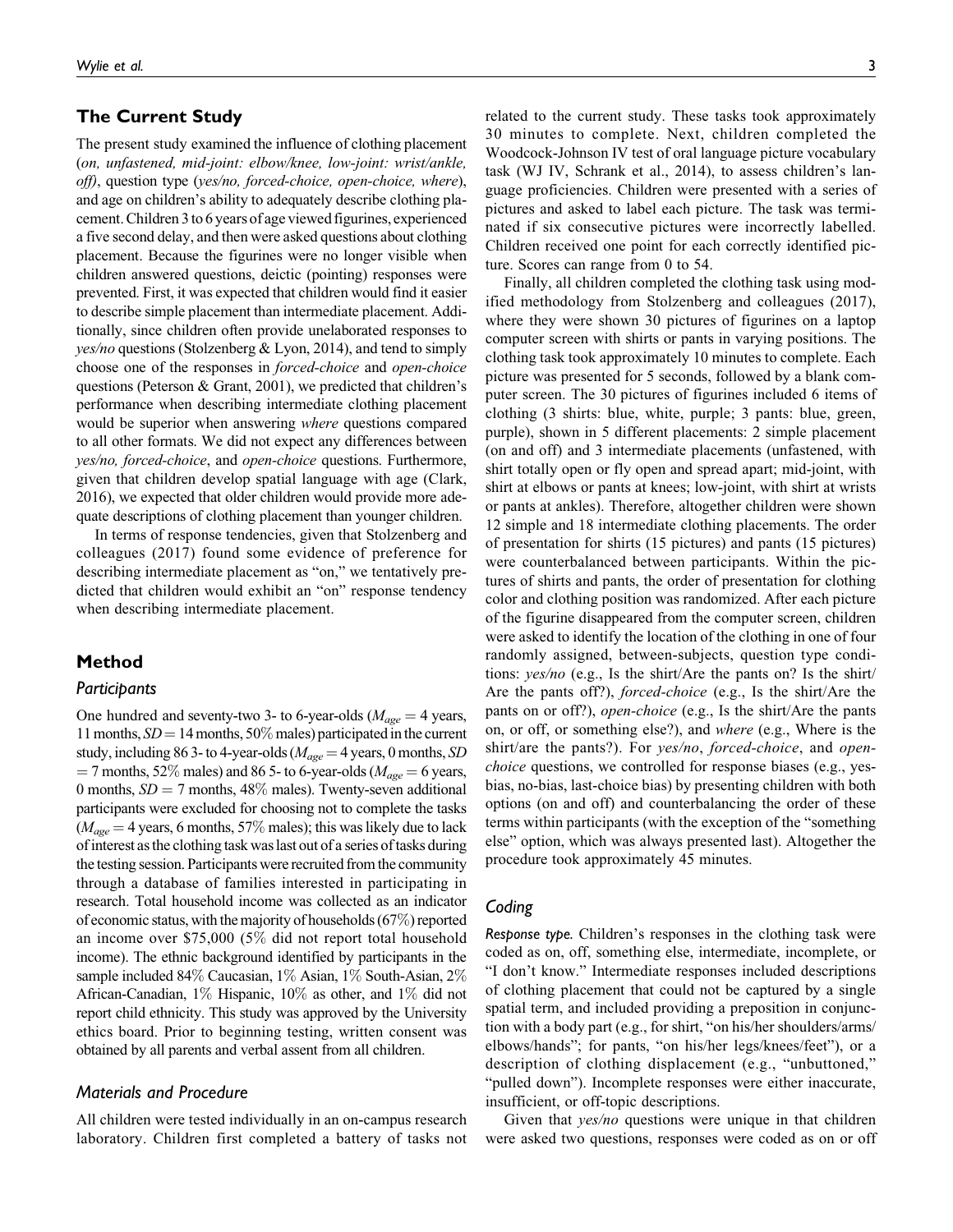## The Current Study

The present study examined the influence of clothing placement (*on, unfastened, mid-joint: elbow/knee, low-joint: wrist/ankle, off*), question type (*yes/no, forced-choice, open-choice, where*), and age on children's ability to adequately describe clothing placement. Children 3 to 6 years of age viewed figurines, experienced a five second delay, and then were asked questions about clothing placement. Because the figurines were no longer visible when children answered questions, deictic (pointing) responses were prevented. First, it was expected that children would find it easier to describe simple placement than intermediate placement. Additionally, since children often provide unelaborated responses to *yes/no* questions (Stolzenberg & Lyon, 2014), and tend to simply choose one of the responses in *forced-choice* and *open-choice* questions (Peterson & Grant, 2001), we predicted that children's performance when describing intermediate clothing placement would be superior when answering *where* questions compared to all other formats. We did not expect any differences between *yes/no, forced-choice*, and *open-choice* questions. Furthermore, given that children develop spatial language with age (Clark, 2016), we expected that older children would provide more adequate descriptions of clothing placement than younger children.

In terms of response tendencies, given that Stolzenberg and colleagues (2017) found some evidence of preference for describing intermediate placement as "on," we tentatively predicted that children would exhibit an "on" response tendency when describing intermediate placement.

## Method

### Participants

One hundred and seventy-two 3- to 6-year-olds ($M_{age}$ = 4 years, 11 months, $SD$ = 14 months, 50% males) participated in the current study, including 86 3- to 4-year-olds ($M_{age}$ = 4 years, 0 months, $SD$ = 7 months, 52% males) and 86 5- to 6-year-olds ($M_{age}$ = 6 years, 0 months, $SD$ = 7 months, 48% males). Twenty-seven additional participants were excluded for choosing not to complete the tasks ($M_{age}$ = 4 years, 6 months, 57% males); this was likely due to lack of interest as the clothing task was last out of a series of tasks during the testing session. Participants were recruited from the community through a database of families interested in participating in research. Total household income was collected as an indicator of economic status, with the majority of households (67%) reported an income over $75,000 (5% did not report total household income). The ethnic background identified by participants in the sample included 84% Caucasian, 1% Asian, 1% South-Asian, 2% African-Canadian, 1% Hispanic, 10% as other, and 1% did not report child ethnicity. This study was approved by the University ethics board. Prior to beginning testing, written consent was obtained by all parents and verbal assent from all children.

### Materials and Procedure

All children were tested individually in an on-campus research laboratory. Children first completed a battery of tasks not related to the current study. These tasks took approximately 30 minutes to complete. Next, children completed the Woodcock-Johnson IV test of oral language picture vocabulary task (WJ IV, Schrank et al., 2014), to assess children's language proficiencies. Children were presented with a series of pictures and asked to label each picture. The task was terminated if six consecutive pictures were incorrectly labelled. Children received one point for each correctly identified picture. Scores can range from 0 to 54.

Finally, all children completed the clothing task using modified methodology from Stolzenberg and colleagues (2017), where they were shown 30 pictures of figurines on a laptop computer screen with shirts or pants in varying positions. The clothing task took approximately 10 minutes to complete. Each picture was presented for 5 seconds, followed by a blank computer screen. The 30 pictures of figurines included 6 items of clothing (3 shirts: blue, white, purple; 3 pants: blue, green, purple), shown in 5 different placements: 2 simple placement (on and off) and 3 intermediate placements (unfastened, with shirt totally open or fly open and spread apart; mid-joint, with shirt at elbows or pants at knees; low-joint, with shirt at wrists or pants at ankles). Therefore, altogether children were shown 12 simple and 18 intermediate clothing placements. The order of presentation for shirts (15 pictures) and pants (15 pictures) were counterbalanced between participants. Within the pictures of shirts and pants, the order of presentation for clothing color and clothing position was randomized. After each picture of the figurine disappeared from the computer screen, children were asked to identify the location of the clothing in one of four randomly assigned, between-subjects, question type conditions: *yes/no* (e.g., Is the shirt/Are the pants on? Is the shirt/Are the pants off?), *forced-choice* (e.g., Is the shirt/Are the pants on or off?), *open-choice* (e.g., Is the shirt/Are the pants on, or off, or something else?), and *where* (e.g., Where is the shirt/are the pants?). For *yes/no*, *forced-choice*, and *open-choice* questions, we controlled for response biases (e.g., yes-bias, no-bias, last-choice bias) by presenting children with both options (on and off) and counterbalancing the order of these terms within participants (with the exception of the "something else" option, which was always presented last). Altogether the procedure took approximately 45 minutes.

### Coding

*Response type.* Children's responses in the clothing task were coded as on, off, something else, intermediate, incomplete, or "I don't know." Intermediate responses included descriptions of clothing placement that could not be captured by a single spatial term, and included providing a preposition in conjunction with a body part (e.g., for shirt, "on his/her shoulders/arms/elbows/hands"; for pants, "on his/her legs/knees/feet"), or a description of clothing displacement (e.g., "unbuttoned," "pulled down"). Incomplete responses were either inaccurate, insufficient, or off-topic descriptions.

Given that *yes/no* questions were unique in that children were asked two questions, responses were coded as on or off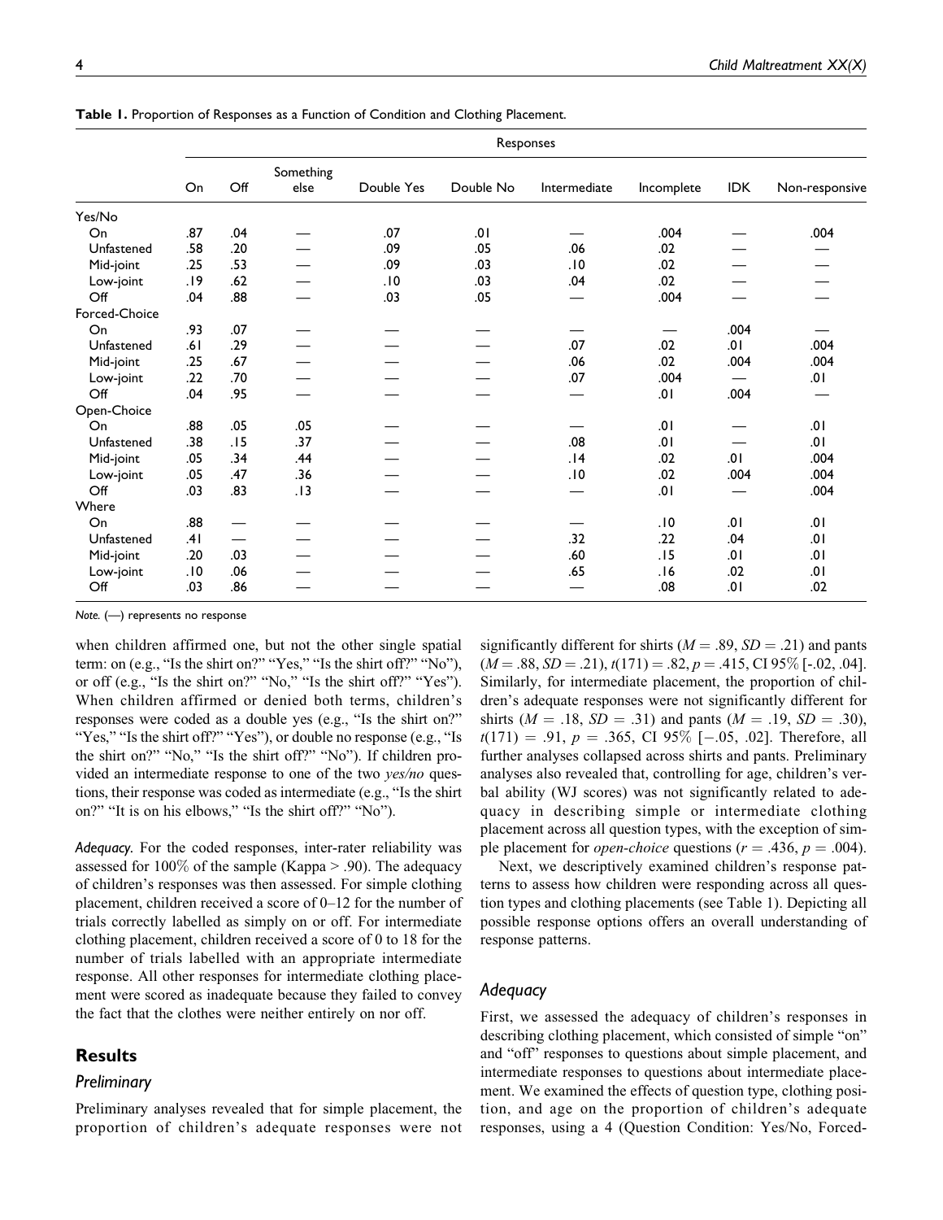**Table 1.** Proportion of Responses as a Function of Condition and Clothing Placement.

| | Responses | | | | | | | | |
|---|---|---|---|---|---|---|---|---|---|
| | On | Off | Something else | Double Yes | Double No | Intermediate | Incomplete | IDK | Non-responsive |
| Yes/No | | | | | | | | | |
| On | .87 | .04 | — | .07 | .01 | — | .004 | — | .004 |
| Unfastened | .58 | .20 | — | .09 | .05 | .06 | .02 | — | — |
| Mid-joint | .25 | .53 | — | .09 | .03 | .10 | .02 | — | — |
| Low-joint | .19 | .62 | — | .10 | .03 | .04 | .02 | — | — |
| Off | .04 | .88 | — | .03 | .05 | — | .004 | — | — |
| Forced-Choice | | | | | | | | | |
| On | .93 | .07 | — | — | — | — | — | .004 | — |
| Unfastened | .61 | .29 | — | — | — | .07 | .02 | .01 | .004 |
| Mid-joint | .25 | .67 | — | — | — | .06 | .02 | .004 | .004 |
| Low-joint | .22 | .70 | — | — | — | .07 | .004 | — | .01 |
| Off | .04 | .95 | — | — | — | — | .01 | .004 | — |
| Open-Choice | | | | | | | | | |
| On | .88 | .05 | .05 | — | — | — | .01 | — | .01 |
| Unfastened | .38 | .15 | .37 | — | — | .08 | .01 | — | .01 |
| Mid-joint | .05 | .34 | .44 | — | — | .14 | .02 | .01 | .004 |
| Low-joint | .05 | .47 | .36 | — | — | .10 | .02 | .004 | .004 |
| Off | .03 | .83 | .13 | — | — | — | .01 | — | .004 |
| Where | | | | | | | | | |
| On | .88 | — | — | — | — | — | .10 | .01 | .01 |
| Unfastened | .41 | — | — | — | — | .32 | .22 | .04 | .01 |
| Mid-joint | .20 | .03 | — | — | — | .60 | .15 | .01 | .01 |
| Low-joint | .10 | .06 | — | — | — | .65 | .16 | .02 | .01 |
| Off | .03 | .86 | — | — | — | — | .08 | .01 | .02 |

*Note.* (—) represents no response

when children affirmed one, but not the other single spatial term: on (e.g., "Is the shirt on?" "Yes," "Is the shirt off?" "No"), or off (e.g., "Is the shirt on?" "No," "Is the shirt off?" "Yes"). When children affirmed or denied both terms, children's responses were coded as a double yes (e.g., "Is the shirt on?" "Yes," "Is the shirt off?" "Yes"), or double no response (e.g., "Is the shirt on?" "No," "Is the shirt off?" "No"). If children provided an intermediate response to one of the two *yes/no* questions, their response was coded as intermediate (e.g., "Is the shirt on?" "It is on his elbows," "Is the shirt off?" "No").

*Adequacy.* For the coded responses, inter-rater reliability was assessed for 100% of the sample (Kappa > .90). The adequacy of children's responses was then assessed. For simple clothing placement, children received a score of 0–12 for the number of trials correctly labelled as simply on or off. For intermediate clothing placement, children received a score of 0 to 18 for the number of trials labelled with an appropriate intermediate response. All other responses for intermediate clothing placement were scored as inadequate because they failed to convey the fact that the clothes were neither entirely on nor off.

## Results

### Preliminary

Preliminary analyses revealed that for simple placement, the proportion of children's adequate responses were not significantly different for shirts ($M = .89$, $SD = .21$) and pants ($M = .88$, $SD = .21$), $t(171) = .82$, $p = .415$, CI 95% [-.02, .04]. Similarly, for intermediate placement, the proportion of children's adequate responses were not significantly different for shirts ($M = .18$, $SD = .31$) and pants ($M = .19$, $SD = .30$), $t(171) = .91$, $p = .365$, CI 95% [−.05, .02]. Therefore, all further analyses collapsed across shirts and pants. Preliminary analyses also revealed that, controlling for age, children's verbal ability (WJ scores) was not significantly related to adequacy in describing simple or intermediate clothing placement across all question types, with the exception of simple placement for *open-choice* questions ($r = .436$, $p = .004$).

Next, we descriptively examined children's response patterns to assess how children were responding across all question types and clothing placements (see Table 1). Depicting all possible response options offers an overall understanding of response patterns.

### Adequacy

First, we assessed the adequacy of children's responses in describing clothing placement, which consisted of simple "on" and "off" responses to questions about simple placement, and intermediate responses to questions about intermediate placement. We examined the effects of question type, clothing position, and age on the proportion of children's adequate responses, using a 4 (Question Condition: Yes/No, Forced-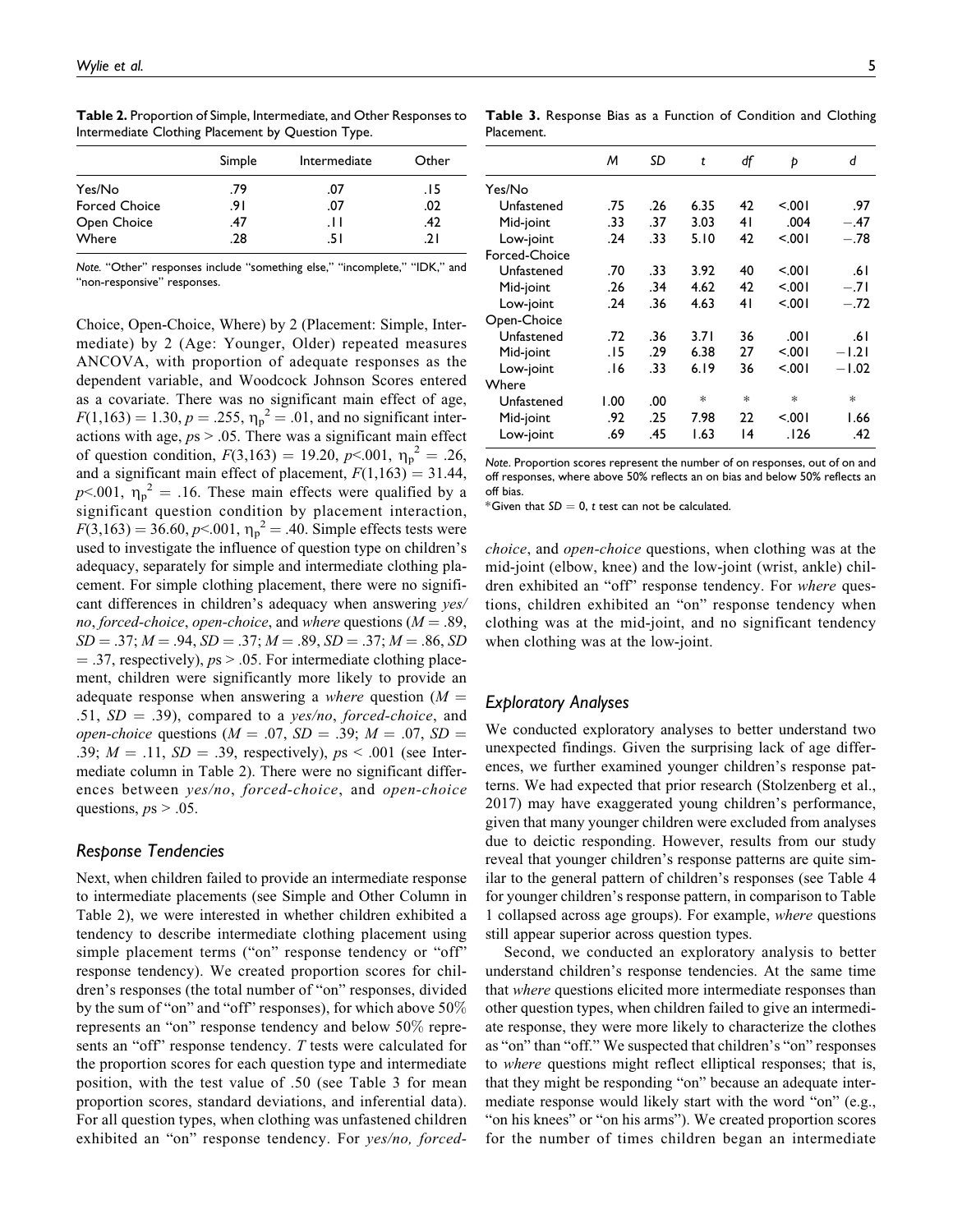**Table 2.** Proportion of Simple, Intermediate, and Other Responses to Intermediate Clothing Placement by Question Type.

| | Simple | Intermediate | Other |
|---|---|---|---|
| Yes/No | .79 | .07 | .15 |
| Forced Choice | .91 | .07 | .02 |
| Open Choice | .47 | .11 | .42 |
| Where | .28 | .51 | .21 |

*Note.* "Other" responses include "something else," "incomplete," "IDK," and "non-responsive" responses.

Choice, Open-Choice, Where) by 2 (Placement: Simple, Intermediate) by 2 (Age: Younger, Older) repeated measures ANCOVA, with proportion of adequate responses as the dependent variable, and Woodcock Johnson Scores entered as a covariate. There was no significant main effect of age, $F(1,163) = 1.30$, $p = .255$, $\eta_p^2 = .01$, and no significant interactions with age, $ps > .05$. There was a significant main effect of question condition, $F(3,163) = 19.20$, $p < .001$, $\eta_p^2 = .26$, and a significant main effect of placement, $F(1,163) = 31.44$, $p < .001$, $\eta_p^2 = .16$. These main effects were qualified by a significant question condition by placement interaction, $F(3,163) = 36.60$, $p < .001$, $\eta_p^2 = .40$. Simple effects tests were used to investigate the influence of question type on children's adequacy, separately for simple and intermediate clothing placement. For simple clothing placement, there were no significant differences in children's adequacy when answering *yes/no*, *forced-choice*, *open-choice*, and *where* questions ($M = .89$, $SD = .37$; $M = .94$, $SD = .37$; $M = .89$, $SD = .37$; $M = .86$, $SD = .37$, respectively), $ps > .05$. For intermediate clothing placement, children were significantly more likely to provide an adequate response when answering a *where* question ($M = .51$, $SD = .39$), compared to a *yes/no*, *forced-choice*, and *open-choice* questions ($M = .07$, $SD = .39$; $M = .07$, $SD = .39$; $M = .11$, $SD = .39$, respectively), $ps < .001$ (see Intermediate column in Table 2). There were no significant differences between *yes/no*, *forced-choice*, and *open-choice* questions, $ps > .05$.

## Response Tendencies

Next, when children failed to provide an intermediate response to intermediate placements (see Simple and Other Column in Table 2), we were interested in whether children exhibited a tendency to describe intermediate clothing placement using simple placement terms ("on" response tendency or "off" response tendency). We created proportion scores for children's responses (the total number of "on" responses, divided by the sum of "on" and "off" responses), for which above 50% represents an "on" response tendency and below 50% represents an "off" response tendency. *T* tests were calculated for the proportion scores for each question type and intermediate position, with the test value of .50 (see Table 3 for mean proportion scores, standard deviations, and inferential data). For all question types, when clothing was unfastened children exhibited an "on" response tendency. For *yes/no, forced-choice*, and *open-choice* questions, when clothing was at the mid-joint (elbow, knee) and the low-joint (wrist, ankle) children exhibited an "off" response tendency. For *where* questions, children exhibited an "on" response tendency when clothing was at the mid-joint, and no significant tendency when clothing was at the low-joint.

**Table 3.** Response Bias as a Function of Condition and Clothing Placement.

| | *M* | *SD* | *t* | *df* | *p* | *d* |
|---|---|---|---|---|---|---|
| Yes/No | | | | | | |
| Unfastened | .75 | .26 | 6.35 | 42 | <.001 | .97 |
| Mid-joint | .33 | .37 | 3.03 | 41 | .004 | −.47 |
| Low-joint | .24 | .33 | 5.10 | 42 | <.001 | −.78 |
| Forced-Choice | | | | | | |
| Unfastened | .70 | .33 | 3.92 | 40 | <.001 | .61 |
| Mid-joint | .26 | .34 | 4.62 | 42 | <.001 | −.71 |
| Low-joint | .24 | .36 | 4.63 | 41 | <.001 | −.72 |
| Open-Choice | | | | | | |
| Unfastened | .72 | .36 | 3.71 | 36 | .001 | .61 |
| Mid-joint | .15 | .29 | 6.38 | 27 | <.001 | −1.21 |
| Low-joint | .16 | .33 | 6.19 | 36 | <.001 | −1.02 |
| Where | | | | | | |
| Unfastened | 1.00 | .00 | * | * | * | * |
| Mid-joint | .92 | .25 | 7.98 | 22 | <.001 | 1.66 |
| Low-joint | .69 | .45 | 1.63 | 14 | .126 | .42 |

*Note.* Proportion scores represent the number of on responses, out of on and off responses, where above 50% reflects an on bias and below 50% reflects an off bias.

*Given that $SD = 0$, *t* test can not be calculated.

## Exploratory Analyses

We conducted exploratory analyses to better understand two unexpected findings. Given the surprising lack of age differences, we further examined younger children's response patterns. We had expected that prior research (Stolzenberg et al., 2017) may have exaggerated young children's performance, given that many younger children were excluded from analyses due to deictic responding. However, results from our study reveal that younger children's response patterns are quite similar to the general pattern of children's responses (see Table 4 for younger children's response pattern, in comparison to Table 1 collapsed across age groups). For example, *where* questions still appear superior across question types.

Second, we conducted an exploratory analysis to better understand children's response tendencies. At the same time that *where* questions elicited more intermediate responses than other question types, when children failed to give an intermediate response, they were more likely to characterize the clothes as "on" than "off." We suspected that children's "on" responses to *where* questions might reflect elliptical responses; that is, that they might be responding "on" because an adequate intermediate response would likely start with the word "on" (e.g., "on his knees" or "on his arms"). We created proportion scores for the number of times children began an intermediate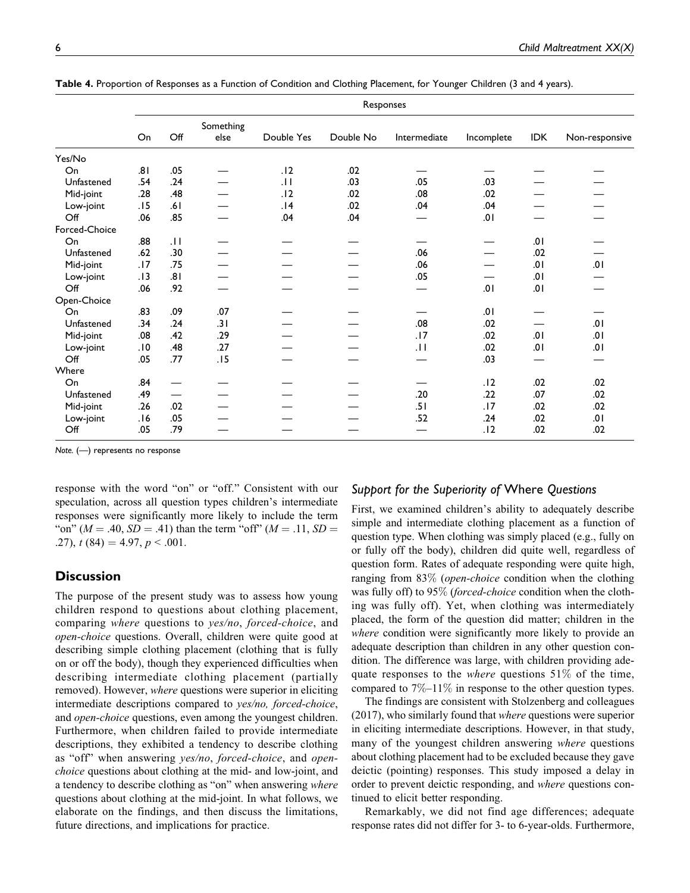**Table 4.** Proportion of Responses as a Function of Condition and Clothing Placement, for Younger Children (3 and 4 years).

| | Responses | | | | | | | | |
|---|---|---|---|---|---|---|---|---|---|
| | On | Off | Something else | Double Yes | Double No | Intermediate | Incomplete | IDK | Non-responsive |
| Yes/No | | | | | | | | | |
| On | .81 | .05 | — | .12 | .02 | — | — | — | — |
| Unfastened | .54 | .24 | — | .11 | .03 | .05 | .03 | — | — |
| Mid-joint | .28 | .48 | — | .12 | .02 | .08 | .02 | — | — |
| Low-joint | .15 | .61 | — | .14 | .02 | .04 | .04 | — | — |
| Off | .06 | .85 | — | .04 | .04 | — | .01 | — | — |
| Forced-Choice | | | | | | | | | |
| On | .88 | .11 | — | — | — | — | — | .01 | — |
| Unfastened | .62 | .30 | — | — | — | .06 | — | .02 | — |
| Mid-joint | .17 | .75 | — | — | — | .06 | — | .01 | .01 |
| Low-joint | .13 | .81 | — | — | — | .05 | — | .01 | — |
| Off | .06 | .92 | — | — | — | — | .01 | .01 | — |
| Open-Choice | | | | | | | | | |
| On | .83 | .09 | .07 | — | — | — | .01 | — | — |
| Unfastened | .34 | .24 | .31 | — | — | .08 | .02 | — | .01 |
| Mid-joint | .08 | .42 | .29 | — | — | .17 | .02 | .01 | .01 |
| Low-joint | .10 | .48 | .27 | — | — | .11 | .02 | .01 | .01 |
| Off | .05 | .77 | .15 | — | — | — | .03 | — | — |
| Where | | | | | | | | | |
| On | .84 | — | — | — | — | — | .12 | .02 | .02 |
| Unfastened | .49 | — | — | — | — | .20 | .22 | .07 | .02 |
| Mid-joint | .26 | .02 | — | — | — | .51 | .17 | .02 | .02 |
| Low-joint | .16 | .05 | — | — | — | .52 | .24 | .02 | .01 |
| Off | .05 | .79 | — | — | — | — | .12 | .02 | .02 |

*Note.* (—) represents no response

response with the word "on" or "off." Consistent with our speculation, across all question types children's intermediate responses were significantly more likely to include the term "on" ($M = .40$, $SD = .41$) than the term "off" ($M = .11$, $SD = .27$), $t\ (84) = 4.97$, $p < .001$.

## Discussion

The purpose of the present study was to assess how young children respond to questions about clothing placement, comparing *where* questions to *yes/no*, *forced-choice*, and *open-choice* questions. Overall, children were quite good at describing simple clothing placement (clothing that is fully on or off the body), though they experienced difficulties when describing intermediate clothing placement (partially removed). However, *where* questions were superior in eliciting intermediate descriptions compared to *yes/no, forced-choice*, and *open-choice* questions, even among the youngest children. Furthermore, when children failed to provide intermediate descriptions, they exhibited a tendency to describe clothing as "off" when answering *yes/no*, *forced-choice*, and *open-choice* questions about clothing at the mid- and low-joint, and a tendency to describe clothing as "on" when answering *where* questions about clothing at the mid-joint. In what follows, we elaborate on the findings, and then discuss the limitations, future directions, and implications for practice.

### Support for the Superiority of *Where* Questions

First, we examined children's ability to adequately describe simple and intermediate clothing placement as a function of question type. When clothing was simply placed (e.g., fully on or fully off the body), children did quite well, regardless of question form. Rates of adequate responding were quite high, ranging from 83% (*open-choice* condition when the clothing was fully off) to 95% (*forced-choice* condition when the clothing was fully off). Yet, when clothing was intermediately placed, the form of the question did matter; children in the *where* condition were significantly more likely to provide an adequate description than children in any other question condition. The difference was large, with children providing adequate responses to the *where* questions 51% of the time, compared to 7%–11% in response to the other question types.

The findings are consistent with Stolzenberg and colleagues (2017), who similarly found that *where* questions were superior in eliciting intermediate descriptions. However, in that study, many of the youngest children answering *where* questions about clothing placement had to be excluded because they gave deictic (pointing) responses. This study imposed a delay in order to prevent deictic responding, and *where* questions continued to elicit better responding.

Remarkably, we did not find age differences; adequate response rates did not differ for 3- to 6-year-olds. Furthermore,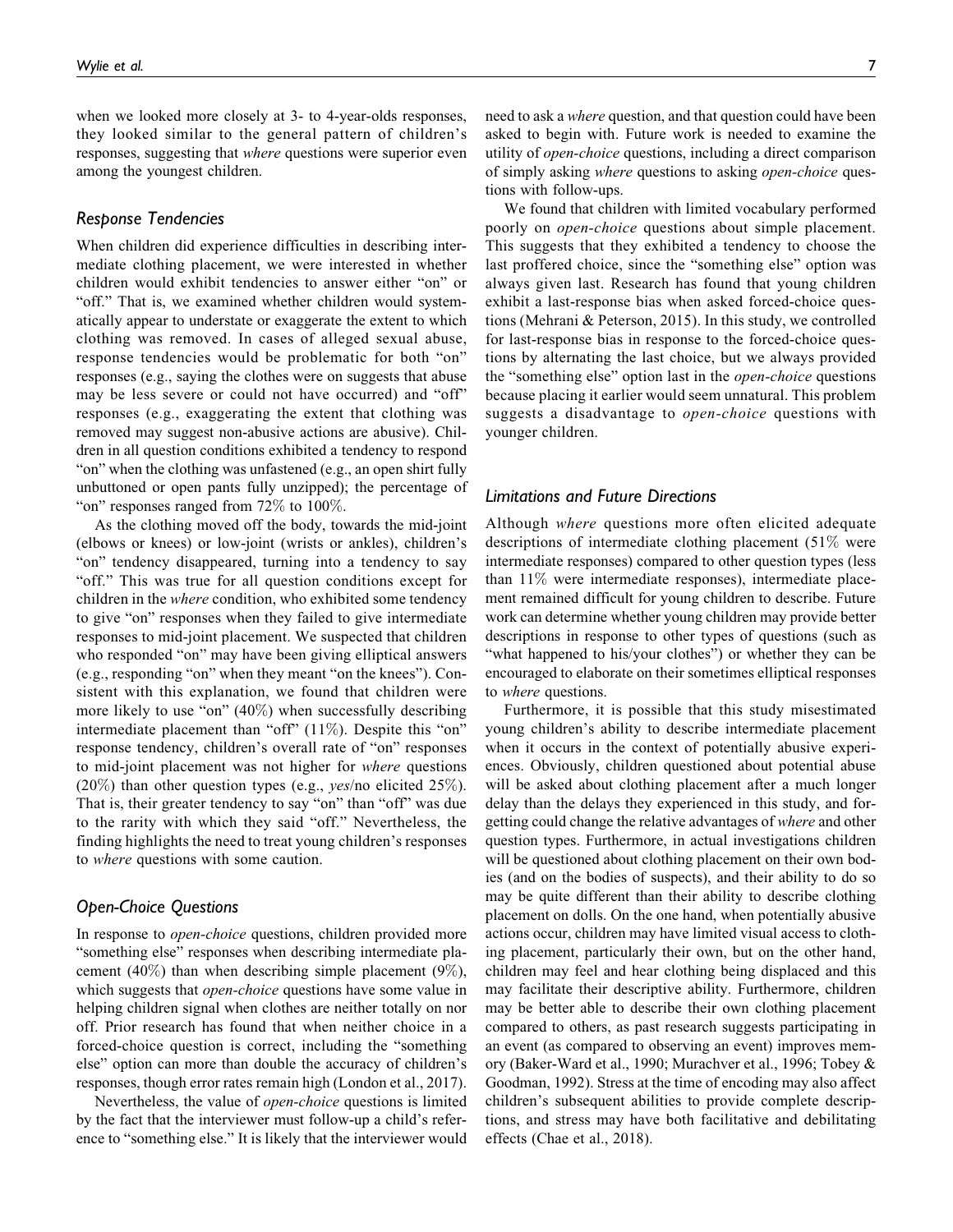when we looked more closely at 3- to 4-year-olds responses, they looked similar to the general pattern of children's responses, suggesting that *where* questions were superior even among the youngest children.

### Response Tendencies

When children did experience difficulties in describing intermediate clothing placement, we were interested in whether children would exhibit tendencies to answer either "on" or "off." That is, we examined whether children would systematically appear to understate or exaggerate the extent to which clothing was removed. In cases of alleged sexual abuse, response tendencies would be problematic for both "on" responses (e.g., saying the clothes were on suggests that abuse may be less severe or could not have occurred) and "off" responses (e.g., exaggerating the extent that clothing was removed may suggest non-abusive actions are abusive). Children in all question conditions exhibited a tendency to respond "on" when the clothing was unfastened (e.g., an open shirt fully unbuttoned or open pants fully unzipped); the percentage of "on" responses ranged from 72% to 100%.

As the clothing moved off the body, towards the mid-joint (elbows or knees) or low-joint (wrists or ankles), children's "on" tendency disappeared, turning into a tendency to say "off." This was true for all question conditions except for children in the *where* condition, who exhibited some tendency to give "on" responses when they failed to give intermediate responses to mid-joint placement. We suspected that children who responded "on" may have been giving elliptical answers (e.g., responding "on" when they meant "on the knees"). Consistent with this explanation, we found that children were more likely to use "on" (40%) when successfully describing intermediate placement than "off" (11%). Despite this "on" response tendency, children's overall rate of "on" responses to mid-joint placement was not higher for *where* questions (20%) than other question types (e.g., *yes*/no elicited 25%). That is, their greater tendency to say "on" than "off" was due to the rarity with which they said "off." Nevertheless, the finding highlights the need to treat young children's responses to *where* questions with some caution.

### Open-Choice Questions

In response to *open-choice* questions, children provided more "something else" responses when describing intermediate placement (40%) than when describing simple placement (9%), which suggests that *open-choice* questions have some value in helping children signal when clothes are neither totally on nor off. Prior research has found that when neither choice in a forced-choice question is correct, including the "something else" option can more than double the accuracy of children's responses, though error rates remain high (London et al., 2017).

Nevertheless, the value of *open-choice* questions is limited by the fact that the interviewer must follow-up a child's reference to "something else." It is likely that the interviewer would need to ask a *where* question, and that question could have been asked to begin with. Future work is needed to examine the utility of *open-choice* questions, including a direct comparison of simply asking *where* questions to asking *open-choice* questions with follow-ups.

We found that children with limited vocabulary performed poorly on *open-choice* questions about simple placement. This suggests that they exhibited a tendency to choose the last proffered choice, since the "something else" option was always given last. Research has found that young children exhibit a last-response bias when asked forced-choice questions (Mehrani & Peterson, 2015). In this study, we controlled for last-response bias in response to the forced-choice questions by alternating the last choice, but we always provided the "something else" option last in the *open-choice* questions because placing it earlier would seem unnatural. This problem suggests a disadvantage to *open-choice* questions with younger children.

### Limitations and Future Directions

Although *where* questions more often elicited adequate descriptions of intermediate clothing placement (51% were intermediate responses) compared to other question types (less than 11% were intermediate responses), intermediate placement remained difficult for young children to describe. Future work can determine whether young children may provide better descriptions in response to other types of questions (such as "what happened to his/your clothes") or whether they can be encouraged to elaborate on their sometimes elliptical responses to *where* questions.

Furthermore, it is possible that this study misestimated young children's ability to describe intermediate placement when it occurs in the context of potentially abusive experiences. Obviously, children questioned about potential abuse will be asked about clothing placement after a much longer delay than the delays they experienced in this study, and forgetting could change the relative advantages of *where* and other question types. Furthermore, in actual investigations children will be questioned about clothing placement on their own bodies (and on the bodies of suspects), and their ability to do so may be quite different than their ability to describe clothing placement on dolls. On the one hand, when potentially abusive actions occur, children may have limited visual access to clothing placement, particularly their own, but on the other hand, children may feel and hear clothing being displaced and this may facilitate their descriptive ability. Furthermore, children may be better able to describe their own clothing placement compared to others, as past research suggests participating in an event (as compared to observing an event) improves memory (Baker-Ward et al., 1990; Murachver et al., 1996; Tobey & Goodman, 1992). Stress at the time of encoding may also affect children's subsequent abilities to provide complete descriptions, and stress may have both facilitative and debilitating effects (Chae et al., 2018).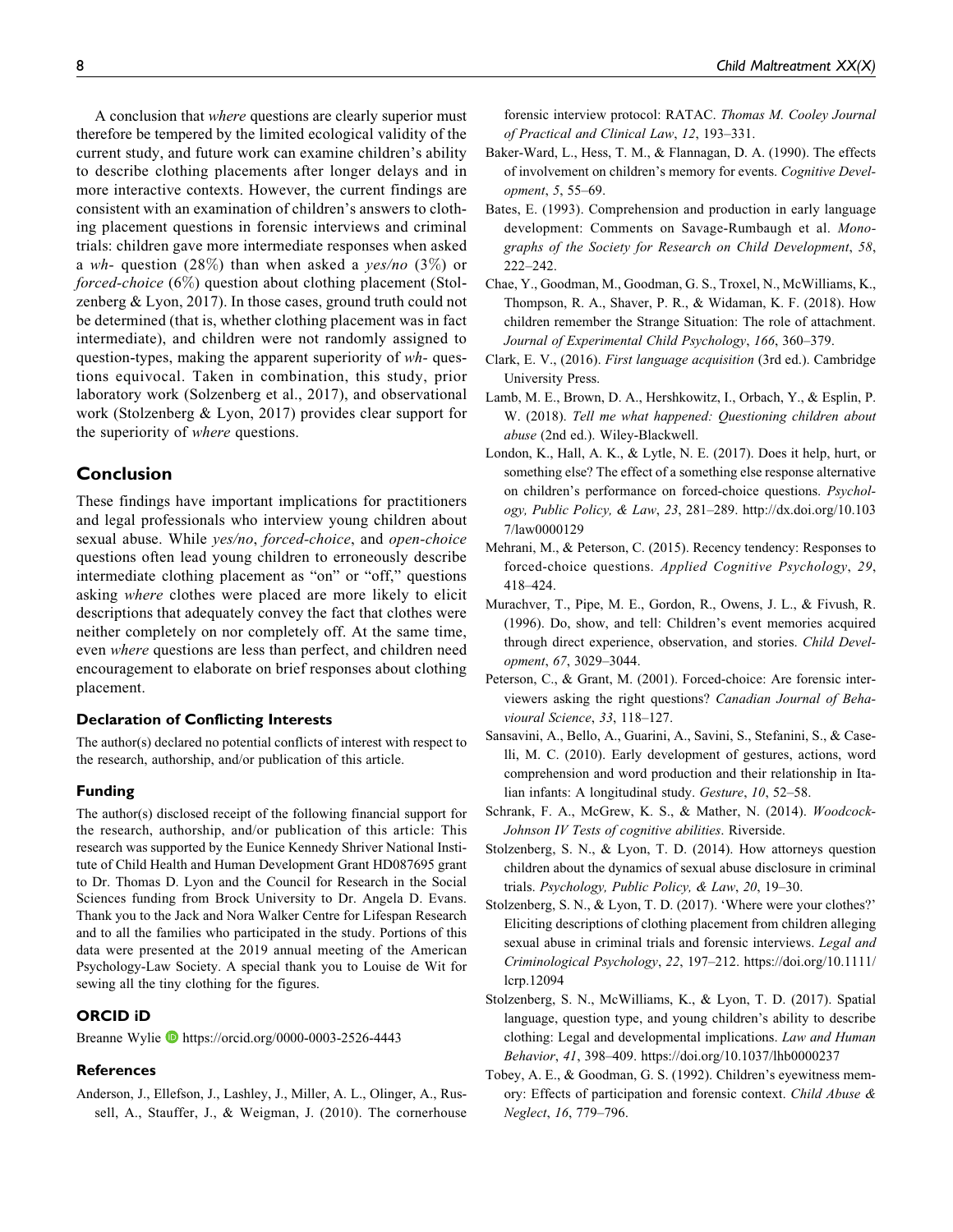A conclusion that *where* questions are clearly superior must therefore be tempered by the limited ecological validity of the current study, and future work can examine children's ability to describe clothing placements after longer delays and in more interactive contexts. However, the current findings are consistent with an examination of children's answers to clothing placement questions in forensic interviews and criminal trials: children gave more intermediate responses when asked a *wh-* question (28%) than when asked a *yes/no* (3%) or *forced-choice* (6%) question about clothing placement (Stolzenberg & Lyon, 2017). In those cases, ground truth could not be determined (that is, whether clothing placement was in fact intermediate), and children were not randomly assigned to question-types, making the apparent superiority of *wh-* questions equivocal. Taken in combination, this study, prior laboratory work (Stolzenberg et al., 2017), and observational work (Stolzenberg & Lyon, 2017) provides clear support for the superiority of *where* questions.

## Conclusion

These findings have important implications for practitioners and legal professionals who interview young children about sexual abuse. While *yes/no*, *forced-choice*, and *open-choice* questions often lead young children to erroneously describe intermediate clothing placement as "on" or "off," questions asking *where* clothes were placed are more likely to elicit descriptions that adequately convey the fact that clothes were neither completely on nor completely off. At the same time, even *where* questions are less than perfect, and children need encouragement to elaborate on brief responses about clothing placement.

### Declaration of Conflicting Interests

The author(s) declared no potential conflicts of interest with respect to the research, authorship, and/or publication of this article.

### Funding

The author(s) disclosed receipt of the following financial support for the research, authorship, and/or publication of this article: This research was supported by the Eunice Kennedy Shriver National Institute of Child Health and Human Development Grant HD087695 grant to Dr. Thomas D. Lyon and the Council for Research in the Social Sciences funding from Brock University to Dr. Angela D. Evans. Thank you to the Jack and Nora Walker Centre for Lifespan Research and to all the families who participated in the study. Portions of this data were presented at the 2019 annual meeting of the American Psychology-Law Society. A special thank you to Louise de Wit for sewing all the tiny clothing for the figures.

### ORCID iD

Breanne Wylie https://orcid.org/0000-0003-2526-4443

### References

Anderson, J., Ellefson, J., Lashley, J., Miller, A. L., Olinger, A., Russell, A., Stauffer, J., & Weigman, J. (2010). The cornerhouse forensic interview protocol: RATAC. *Thomas M. Cooley Journal of Practical and Clinical Law*, *12*, 193–331.

Baker-Ward, L., Hess, T. M., & Flannagan, D. A. (1990). The effects of involvement on children's memory for events. *Cognitive Development*, *5*, 55–69.

Bates, E. (1993). Comprehension and production in early language development: Comments on Savage-Rumbaugh et al. *Monographs of the Society for Research on Child Development*, *58*, 222–242.

Chae, Y., Goodman, M., Goodman, G. S., Troxel, N., McWilliams, K., Thompson, R. A., Shaver, P. R., & Widaman, K. F. (2018). How children remember the Strange Situation: The role of attachment. *Journal of Experimental Child Psychology*, *166*, 360–379.

Clark, E. V., (2016). *First language acquisition* (3rd ed.). Cambridge University Press.

Lamb, M. E., Brown, D. A., Hershkowitz, I., Orbach, Y., & Esplin, P. W. (2018). *Tell me what happened: Questioning children about abuse* (2nd ed.). Wiley-Blackwell.

London, K., Hall, A. K., & Lytle, N. E. (2017). Does it help, hurt, or something else? The effect of a something else response alternative on children's performance on forced-choice questions. *Psychology, Public Policy, & Law*, *23*, 281–289. http://dx.doi.org/10.1037/law0000129

Mehrani, M., & Peterson, C. (2015). Recency tendency: Responses to forced-choice questions. *Applied Cognitive Psychology*, *29*, 418–424.

Murachver, T., Pipe, M. E., Gordon, R., Owens, J. L., & Fivush, R. (1996). Do, show, and tell: Children's event memories acquired through direct experience, observation, and stories. *Child Development*, *67*, 3029–3044.

Peterson, C., & Grant, M. (2001). Forced-choice: Are forensic interviewers asking the right questions? *Canadian Journal of Behavioural Science*, *33*, 118–127.

Sansavini, A., Bello, A., Guarini, A., Savini, S., Stefanini, S., & Caselli, M. C. (2010). Early development of gestures, actions, word comprehension and word production and their relationship in Italian infants: A longitudinal study. *Gesture*, *10*, 52–58.

Schrank, F. A., McGrew, K. S., & Mather, N. (2014). *Woodcock-Johnson IV Tests of cognitive abilities*. Riverside.

Stolzenberg, S. N., & Lyon, T. D. (2014). How attorneys question children about the dynamics of sexual abuse disclosure in criminal trials. *Psychology, Public Policy, & Law*, *20*, 19–30.

Stolzenberg, S. N., & Lyon, T. D. (2017). 'Where were your clothes?' Eliciting descriptions of clothing placement from children alleging sexual abuse in criminal trials and forensic interviews. *Legal and Criminological Psychology*, *22*, 197–212. https://doi.org/10.1111/lcrp.12094

Stolzenberg, S. N., McWilliams, K., & Lyon, T. D. (2017). Spatial language, question type, and young children's ability to describe clothing: Legal and developmental implications. *Law and Human Behavior*, *41*, 398–409. https://doi.org/10.1037/lhb0000237

Tobey, A. E., & Goodman, G. S. (1992). Children's eyewitness memory: Effects of participation and forensic context. *Child Abuse & Neglect*, *16*, 779–796.